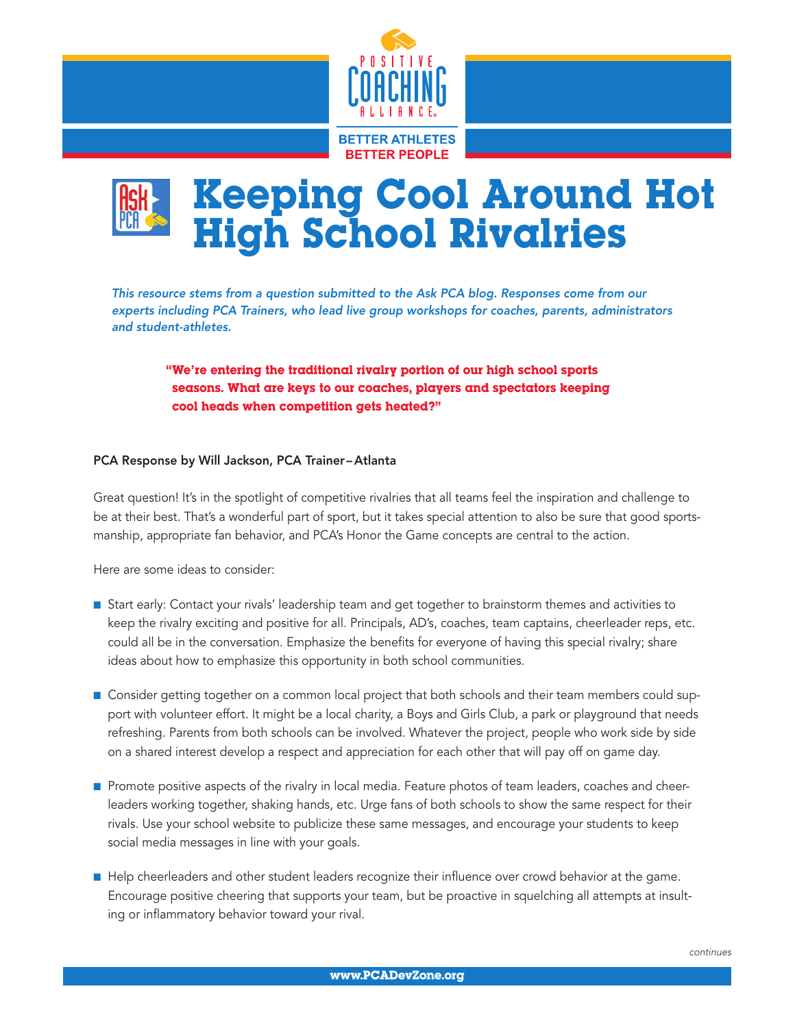# Keeping Cool Around Hot High School Rivalries

*This resource stems from a question submitted to the Ask PCA blog. Responses come from our experts including PCA Trainers, who lead live group workshops for coaches, parents, administrators and student-athletes.*

> **"We're entering the traditional rivalry portion of our high school sports seasons. What are keys to our coaches, players and spectators keeping cool heads when competition gets heated?"**

**PCA Response by Will Jackson, PCA Trainer – Atlanta**

Great question! It's in the spotlight of competitive rivalries that all teams feel the inspiration and challenge to be at their best. That's a wonderful part of sport, but it takes special attention to also be sure that good sportsmanship, appropriate fan behavior, and PCA's Honor the Game concepts are central to the action.

Here are some ideas to consider:

- Start early: Contact your rivals' leadership team and get together to brainstorm themes and activities to keep the rivalry exciting and positive for all. Principals, AD's, coaches, team captains, cheerleader reps, etc. could all be in the conversation. Emphasize the benefits for everyone of having this special rivalry; share ideas about how to emphasize this opportunity in both school communities.

- Consider getting together on a common local project that both schools and their team members could support with volunteer effort. It might be a local charity, a Boys and Girls Club, a park or playground that needs refreshing. Parents from both schools can be involved. Whatever the project, people who work side by side on a shared interest develop a respect and appreciation for each other that will pay off on game day.

- Promote positive aspects of the rivalry in local media. Feature photos of team leaders, coaches and cheerleaders working together, shaking hands, etc. Urge fans of both schools to show the same respect for their rivals. Use your school website to publicize these same messages, and encourage your students to keep social media messages in line with your goals.

- Help cheerleaders and other student leaders recognize their influence over crowd behavior at the game. Encourage positive cheering that supports your team, but be proactive in squelching all attempts at insulting or inflammatory behavior toward your rival.

*continues*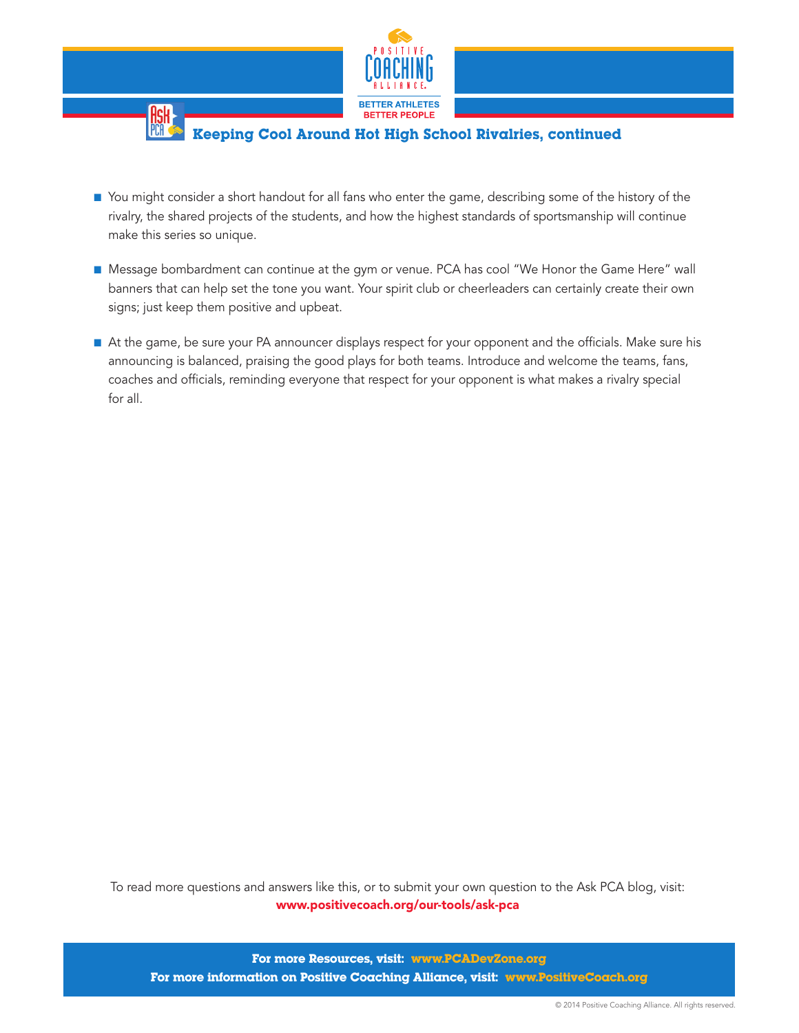## Keeping Cool Around Hot High School Rivalries, continued

- You might consider a short handout for all fans who enter the game, describing some of the history of the rivalry, the shared projects of the students, and how the highest standards of sportsmanship will continue make this series so unique.
- Message bombardment can continue at the gym or venue. PCA has cool "We Honor the Game Here" wall banners that can help set the tone you want. Your spirit club or cheerleaders can certainly create their own signs; just keep them positive and upbeat.
- At the game, be sure your PA announcer displays respect for your opponent and the officials. Make sure his announcing is balanced, praising the good plays for both teams. Introduce and welcome the teams, fans, coaches and officials, reminding everyone that respect for your opponent is what makes a rivalry special for all.

To read more questions and answers like this, or to submit your own question to the Ask PCA blog, visit:
**www.positivecoach.org/our-tools/ask-pca**

**For more Resources, visit: www.PCADevZone.org**
**For more information on Positive Coaching Alliance, visit: www.PositiveCoach.org**

© 2014 Positive Coaching Alliance. All rights reserved.